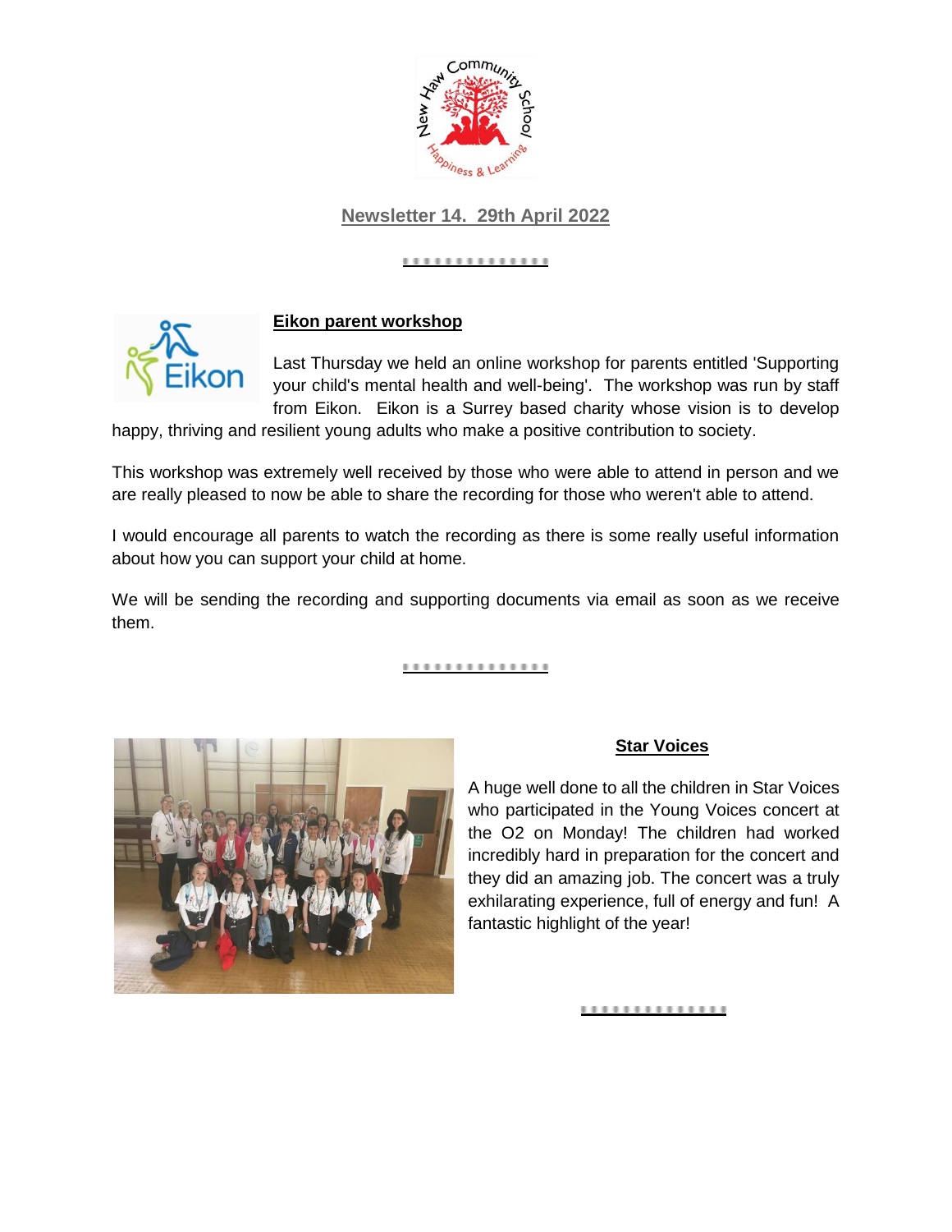## Newsletter 14. 29th April 2022

### Eikon parent workshop

Last Thursday we held an online workshop for parents entitled 'Supporting your child's mental health and well-being'. The workshop was run by staff from Eikon. Eikon is a Surrey based charity whose vision is to develop happy, thriving and resilient young adults who make a positive contribution to society.

This workshop was extremely well received by those who were able to attend in person and we are really pleased to now be able to share the recording for those who weren't able to attend.

I would encourage all parents to watch the recording as there is some really useful information about how you can support your child at home.

We will be sending the recording and supporting documents via email as soon as we receive them.

### Star Voices

A huge well done to all the children in Star Voices who participated in the Young Voices concert at the O2 on Monday! The children had worked incredibly hard in preparation for the concert and they did an amazing job. The concert was a truly exhilarating experience, full of energy and fun! A fantastic highlight of the year!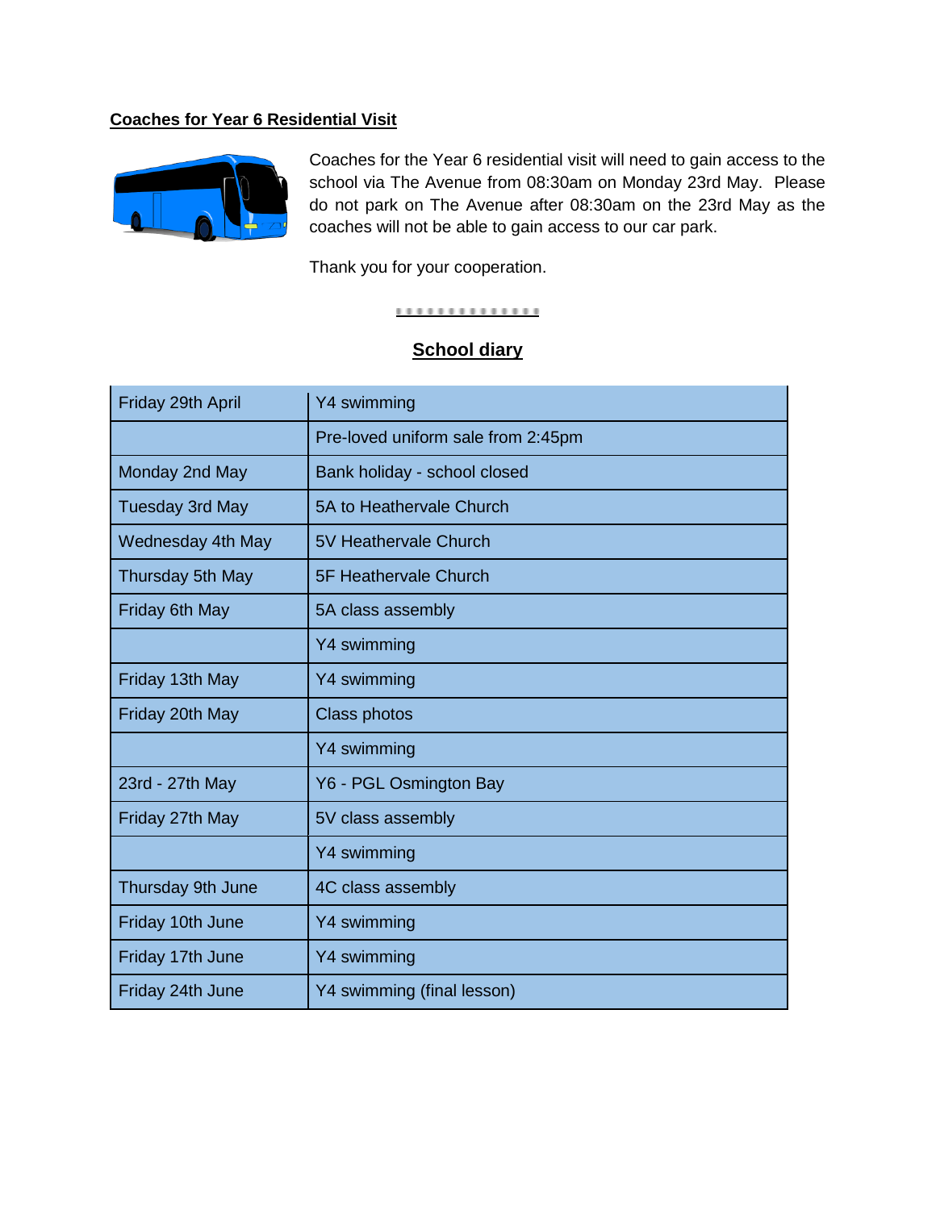## Coaches for Year 6 Residential Visit

Coaches for the Year 6 residential visit will need to gain access to the school via The Avenue from 08:30am on Monday 23rd May. Please do not park on The Avenue after 08:30am on the 23rd May as the coaches will not be able to gain access to our car park.

Thank you for your cooperation.

## School diary

| | |
|---|---|
| Friday 29th April | Y4 swimming |
| | Pre-loved uniform sale from 2:45pm |
| Monday 2nd May | Bank holiday - school closed |
| Tuesday 3rd May | 5A to Heathervale Church |
| Wednesday 4th May | 5V Heathervale Church |
| Thursday 5th May | 5F Heathervale Church |
| Friday 6th May | 5A class assembly |
| | Y4 swimming |
| Friday 13th May | Y4 swimming |
| Friday 20th May | Class photos |
| | Y4 swimming |
| 23rd - 27th May | Y6 - PGL Osmington Bay |
| Friday 27th May | 5V class assembly |
| | Y4 swimming |
| Thursday 9th June | 4C class assembly |
| Friday 10th June | Y4 swimming |
| Friday 17th June | Y4 swimming |
| Friday 24th June | Y4 swimming (final lesson) |